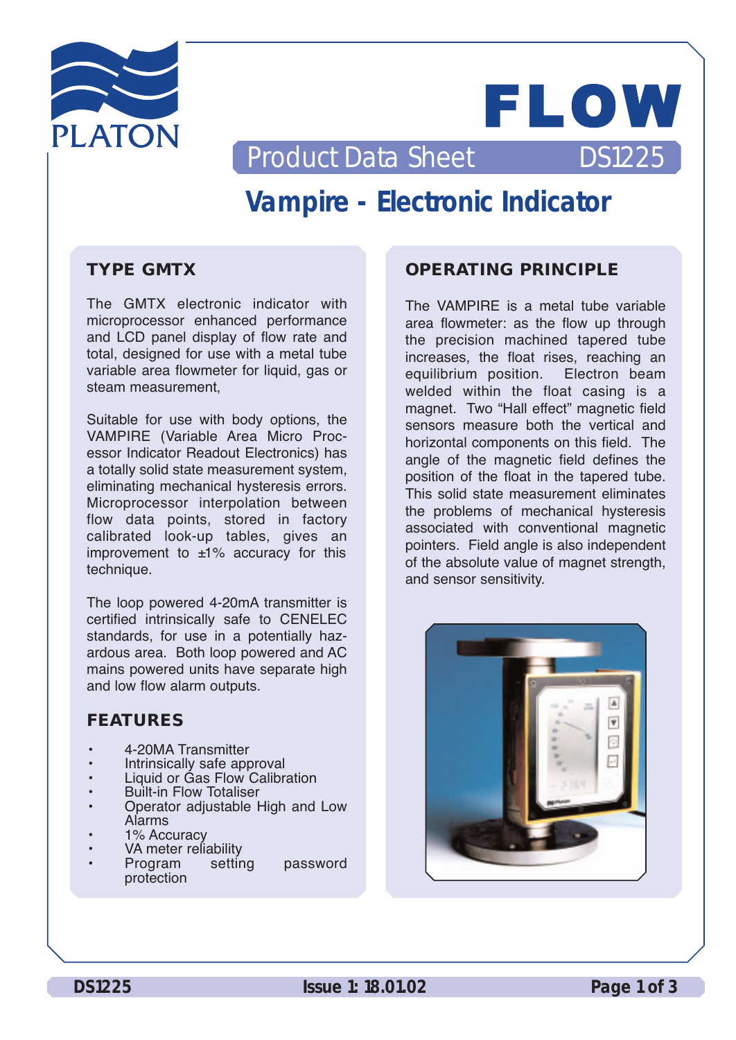PLATON

# FLOW

Product Data Sheet DS1225

## Vampire - Electronic Indicator

### TYPE GMTX

The GMTX electronic indicator with microprocessor enhanced performance and LCD panel display of flow rate and total, designed for use with a metal tube variable area flowmeter for liquid, gas or steam measurement,

Suitable for use with body options, the VAMPIRE (Variable Area Micro Processor Indicator Readout Electronics) has a totally solid state measurement system, eliminating mechanical hysteresis errors. Microprocessor interpolation between flow data points, stored in factory calibrated look-up tables, gives an improvement to ±1% accuracy for this technique.

The loop powered 4-20mA transmitter is certified intrinsically safe to CENELEC standards, for use in a potentially hazardous area. Both loop powered and AC mains powered units have separate high and low flow alarm outputs.

### FEATURES

- 4-20MA Transmitter
- Intrinsically safe approval
- Liquid or Gas Flow Calibration
- Built-in Flow Totaliser
- Operator adjustable High and Low Alarms
- 1% Accuracy
- VA meter reliability
- Program setting password protection

### OPERATING PRINCIPLE

The VAMPIRE is a metal tube variable area flowmeter: as the flow up through the precision machined tapered tube increases, the float rises, reaching an equilibrium position. Electron beam welded within the float casing is a magnet. Two "Hall effect" magnetic field sensors measure both the vertical and horizontal components on this field. The angle of the magnetic field defines the position of the float in the tapered tube. This solid state measurement eliminates the problems of mechanical hysteresis associated with conventional magnetic pointers. Field angle is also independent of the absolute value of magnet strength, and sensor sensitivity.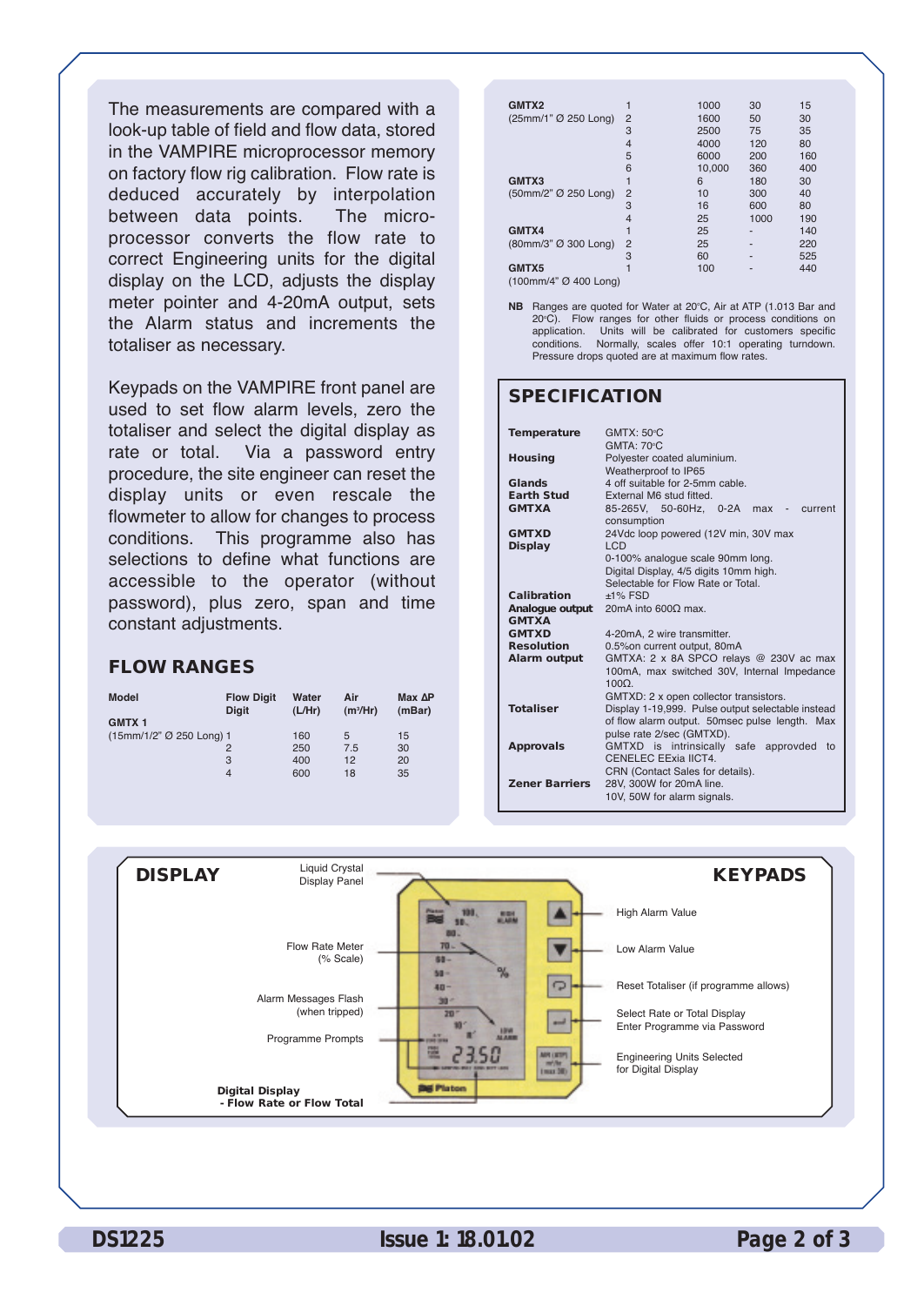The measurements are compared with a look-up table of field and flow data, stored in the VAMPIRE microprocessor memory on factory flow rig calibration. Flow rate is deduced accurately by interpolation between data points. The micro-processor converts the flow rate to correct Engineering units for the digital display on the LCD, adjusts the display meter pointer and 4-20mA output, sets the Alarm status and increments the totaliser as necessary.

Keypads on the VAMPIRE front panel are used to set flow alarm levels, zero the totaliser and select the digital display as rate or total. Via a password entry procedure, the site engineer can reset the display units or even rescale the flowmeter to allow for changes to process conditions. This programme also has selections to define what functions are accessible to the operator (without password), plus zero, span and time constant adjustments.

## FLOW RANGES

| Model | Flow Digit | Water (L/Hr) | Air ($m^3$/Hr) | Max ΔP (mBar) |
|---|---|---|---|---|
| **GMTX 1** (15mm/1/2" Ø 250 Long) | 1 | 160 | 5 | 15 |
| | 2 | 250 | 7.5 | 30 |
| | 3 | 400 | 12 | 20 |
| | 4 | 600 | 18 | 35 |
| **GMTX2** (25mm/1" Ø 250 Long) | 1 | 1000 | 30 | 15 |
| | 2 | 1600 | 50 | 30 |
| | 3 | 2500 | 75 | 35 |
| | 4 | 4000 | 120 | 80 |
| | 5 | 6000 | 200 | 160 |
| | 6 | 10,000 | 360 | 400 |
| **GMTX3** (50mm/2" Ø 250 Long) | 1 | 6 | 180 | 30 |
| | 2 | 10 | 300 | 40 |
| | 3 | 16 | 600 | 80 |
| | 4 | 25 | 1000 | 190 |
| **GMTX4** (80mm/3" Ø 300 Long) | 1 | 25 | - | 140 |
| | 2 | 25 | - | 220 |
| | 3 | 60 | - | 525 |
| **GMTX5** (100mm/4" Ø 400 Long) | 1 | 100 | - | 440 |

**NB** Ranges are quoted for Water at 20°C, Air at ATP (1.013 Bar and 20°C). Flow ranges for other fluids or process conditions on application. Units will be calibrated for customers specific conditions. Normally, scales offer 10:1 operating turndown. Pressure drops quoted are at maximum flow rates.

## SPECIFICATION

| | |
|---|---|
| **Temperature** | GMTX: 50°C<br>GMTA: 70°C |
| **Housing** | Polyester coated aluminium.<br>Weatherproof to IP65 |
| **Glands** | 4 off suitable for 2-5mm cable. |
| **Earth Stud** | External M6 stud fitted. |
| **GMTXA** | 85-265V, 50-60Hz, 0-2A max - current consumption |
| **GMTXD** | 24Vdc loop powered (12V min, 30V max |
| **Display** | LCD<br>0-100% analogue scale 90mm long.<br>Digital Display, 4/5 digits 10mm high.<br>Selectable for Flow Rate or Total. |
| **Calibration** | ±1% FSD |
| **Analogue output** | |
| **GMTXA** | 20mA into 600Ω max. |
| **GMTXD** | 4-20mA, 2 wire transmitter. |
| **Resolution** | 0.5%on current output, 80mA |
| **Alarm output** | GMTXA: 2 x 8A SPCO relays @ 230V ac max 100mA, max switched 30V, Internal Impedance 100Ω.<br>GMTXD: 2 x open collector transistors. |
| **Totaliser** | Display 1-19,999. Pulse output selectable instead of flow alarm output. 50msec pulse length. Max pulse rate 2/sec (GMTXD). |
| **Approvals** | GMTXD is intrinsically safe approvded to CENELEC EExia IICT4.<br>CRN (Contact Sales for details). |
| **Zener Barriers** | 28V, 300W for 20mA line.<br>10V, 50W for alarm signals. |

## DISPLAY

- Liquid Crystal Display Panel
- Flow Rate Meter (% Scale)
- Alarm Messages Flash (when tripped)
- Programme Prompts
- **Digital Display - Flow Rate or Flow Total**

## KEYPADS

- High Alarm Value
- Low Alarm Value
- Reset Totaliser (if programme allows)
- Select Rate or Total Display
  Enter Programme via Password
- Engineering Units Selected for Digital Display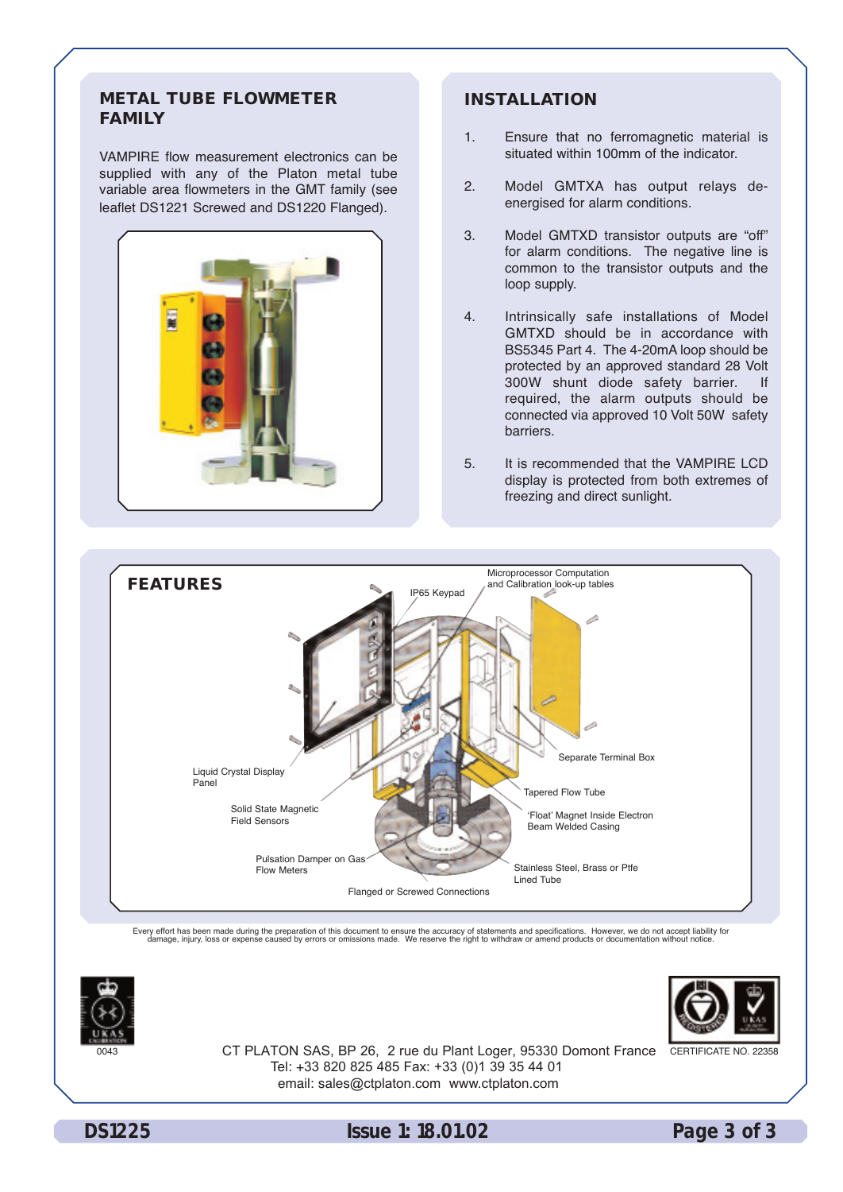## METAL TUBE FLOWMETER FAMILY

VAMPIRE flow measurement electronics can be supplied with any of the Platon metal tube variable area flowmeters in the GMT family (see leaflet DS1221 Screwed and DS1220 Flanged).

## INSTALLATION

1. Ensure that no ferromagnetic material is situated within 100mm of the indicator.
2. Model GMTXA has output relays de-energised for alarm conditions.
3. Model GMTXD transistor outputs are "off" for alarm conditions. The negative line is common to the transistor outputs and the loop supply.
4. Intrinsically safe installations of Model GMTXD should be in accordance with BS5345 Part 4. The 4-20mA loop should be protected by an approved standard 28 Volt 300W shunt diode safety barrier. If required, the alarm outputs should be connected via approved 10 Volt 50W safety barriers.
5. It is recommended that the VAMPIRE LCD display is protected from both extremes of freezing and direct sunlight.

## FEATURES

IP65 Keypad

Microprocessor Computation and Calibration look-up tables

Liquid Crystal Display Panel

Separate Terminal Box

Solid State Magnetic Field Sensors

Tapered Flow Tube

'Float' Magnet Inside Electron Beam Welded Casing

Pulsation Damper on Gas Flow Meters

Stainless Steel, Brass or Ptfe Lined Tube

Flanged or Screwed Connections

Every effort has been made during the preparation of this document to ensure the accuracy of statements and specifications. However, we do not accept liability for damage, injury, loss or expense caused by errors or omissions made. We reserve the right to withdraw or amend products or documentation without notice.

0043

CT PLATON SAS, BP 26, 2 rue du Plant Loger, 95330 Domont France
Tel: +33 820 825 485 Fax: +33 (0)1 39 35 44 01
email: sales@ctplaton.com www.ctplaton.com

CERTIFICATE NO. 22358

DS1225 Issue 1: 18.01.02